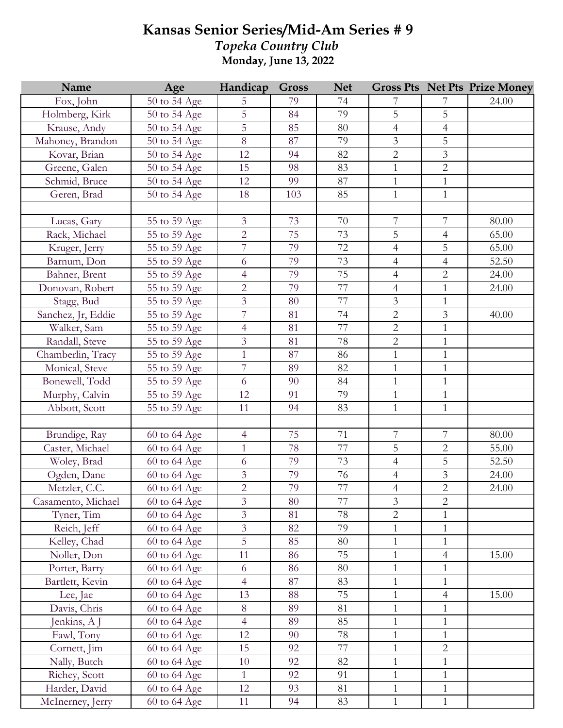# Kansas Senior Series/Mid-Am Series # 9

## *Topeka Country Club*

### Monday, June 13, 2022

| Name | Age | Handicap | Gross | Net | Gross Pts | Net Pts | Prize Money |
|---|---|---|---|---|---|---|---|
| Fox, John | 50 to 54 Age | 5 | 79 | 74 | 7 | 7 | 24.00 |
| Holmberg, Kirk | 50 to 54 Age | 5 | 84 | 79 | 5 | 5 | |
| Krause, Andy | 50 to 54 Age | 5 | 85 | 80 | 4 | 4 | |
| Mahoney, Brandon | 50 to 54 Age | 8 | 87 | 79 | 3 | 5 | |
| Kovar, Brian | 50 to 54 Age | 12 | 94 | 82 | 2 | 3 | |
| Greene, Galen | 50 to 54 Age | 15 | 98 | 83 | 1 | 2 | |
| Schmid, Bruce | 50 to 54 Age | 12 | 99 | 87 | 1 | 1 | |
| Geren, Brad | 50 to 54 Age | 18 | 103 | 85 | 1 | 1 | |
| | | | | | | | |
| Lucas, Gary | 55 to 59 Age | 3 | 73 | 70 | 7 | 7 | 80.00 |
| Rack, Michael | 55 to 59 Age | 2 | 75 | 73 | 5 | 4 | 65.00 |
| Kruger, Jerry | 55 to 59 Age | 7 | 79 | 72 | 4 | 5 | 65.00 |
| Barnum, Don | 55 to 59 Age | 6 | 79 | 73 | 4 | 4 | 52.50 |
| Bahner, Brent | 55 to 59 Age | 4 | 79 | 75 | 4 | 2 | 24.00 |
| Donovan, Robert | 55 to 59 Age | 2 | 79 | 77 | 4 | 1 | 24.00 |
| Stagg, Bud | 55 to 59 Age | 3 | 80 | 77 | 3 | 1 | |
| Sanchez, Jr, Eddie | 55 to 59 Age | 7 | 81 | 74 | 2 | 3 | 40.00 |
| Walker, Sam | 55 to 59 Age | 4 | 81 | 77 | 2 | 1 | |
| Randall, Steve | 55 to 59 Age | 3 | 81 | 78 | 2 | 1 | |
| Chamberlin, Tracy | 55 to 59 Age | 1 | 87 | 86 | 1 | 1 | |
| Monical, Steve | 55 to 59 Age | 7 | 89 | 82 | 1 | 1 | |
| Bonewell, Todd | 55 to 59 Age | 6 | 90 | 84 | 1 | 1 | |
| Murphy, Calvin | 55 to 59 Age | 12 | 91 | 79 | 1 | 1 | |
| Abbott, Scott | 55 to 59 Age | 11 | 94 | 83 | 1 | 1 | |
| | | | | | | | |
| Brundige, Ray | 60 to 64 Age | 4 | 75 | 71 | 7 | 7 | 80.00 |
| Caster, Michael | 60 to 64 Age | 1 | 78 | 77 | 5 | 2 | 55.00 |
| Woley, Brad | 60 to 64 Age | 6 | 79 | 73 | 4 | 5 | 52.50 |
| Ogden, Dane | 60 to 64 Age | 3 | 79 | 76 | 4 | 3 | 24.00 |
| Metzler, C.C. | 60 to 64 Age | 2 | 79 | 77 | 4 | 2 | 24.00 |
| Casamento, Michael | 60 to 64 Age | 3 | 80 | 77 | 3 | 2 | |
| Tyner, Tim | 60 to 64 Age | 3 | 81 | 78 | 2 | 1 | |
| Reich, Jeff | 60 to 64 Age | 3 | 82 | 79 | 1 | 1 | |
| Kelley, Chad | 60 to 64 Age | 5 | 85 | 80 | 1 | 1 | |
| Noller, Don | 60 to 64 Age | 11 | 86 | 75 | 1 | 4 | 15.00 |
| Porter, Barry | 60 to 64 Age | 6 | 86 | 80 | 1 | 1 | |
| Bartlett, Kevin | 60 to 64 Age | 4 | 87 | 83 | 1 | 1 | |
| Lee, Jae | 60 to 64 Age | 13 | 88 | 75 | 1 | 4 | 15.00 |
| Davis, Chris | 60 to 64 Age | 8 | 89 | 81 | 1 | 1 | |
| Jenkins, A J | 60 to 64 Age | 4 | 89 | 85 | 1 | 1 | |
| Fawl, Tony | 60 to 64 Age | 12 | 90 | 78 | 1 | 1 | |
| Cornett, Jim | 60 to 64 Age | 15 | 92 | 77 | 1 | 2 | |
| Nally, Butch | 60 to 64 Age | 10 | 92 | 82 | 1 | 1 | |
| Richey, Scott | 60 to 64 Age | 1 | 92 | 91 | 1 | 1 | |
| Harder, David | 60 to 64 Age | 12 | 93 | 81 | 1 | 1 | |
| McInerney, Jerry | 60 to 64 Age | 11 | 94 | 83 | 1 | 1 | |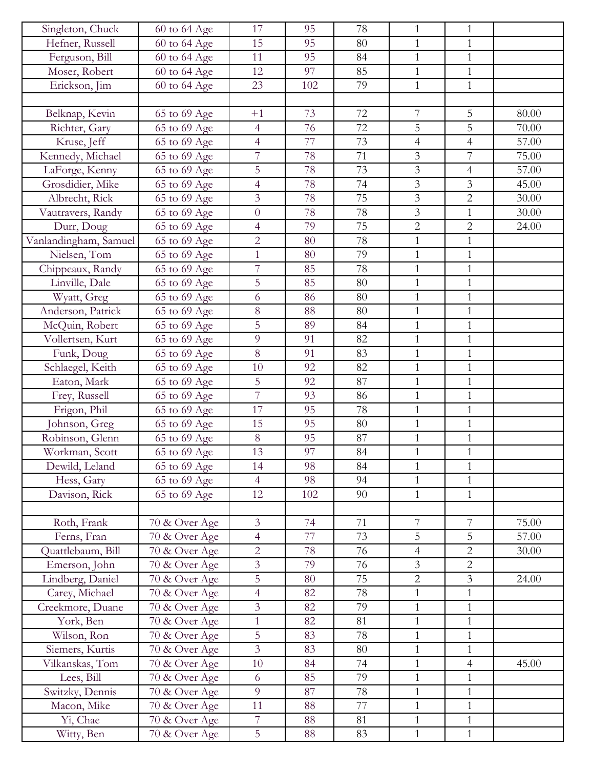| | | | | | | | |
|---|---|---|---|---|---|---|---|
| Singleton, Chuck | 60 to 64 Age | 17 | 95 | 78 | 1 | 1 | |
| Hefner, Russell | 60 to 64 Age | 15 | 95 | 80 | 1 | 1 | |
| Ferguson, Bill | 60 to 64 Age | 11 | 95 | 84 | 1 | 1 | |
| Moser, Robert | 60 to 64 Age | 12 | 97 | 85 | 1 | 1 | |
| Erickson, Jim | 60 to 64 Age | 23 | 102 | 79 | 1 | 1 | |
| | | | | | | | |
| Belknap, Kevin | 65 to 69 Age | +1 | 73 | 72 | 7 | 5 | 80.00 |
| Richter, Gary | 65 to 69 Age | 4 | 76 | 72 | 5 | 5 | 70.00 |
| Kruse, Jeff | 65 to 69 Age | 4 | 77 | 73 | 4 | 4 | 57.00 |
| Kennedy, Michael | 65 to 69 Age | 7 | 78 | 71 | 3 | 7 | 75.00 |
| LaForge, Kenny | 65 to 69 Age | 5 | 78 | 73 | 3 | 4 | 57.00 |
| Grosdidier, Mike | 65 to 69 Age | 4 | 78 | 74 | 3 | 3 | 45.00 |
| Albrecht, Rick | 65 to 69 Age | 3 | 78 | 75 | 3 | 2 | 30.00 |
| Vautravers, Randy | 65 to 69 Age | 0 | 78 | 78 | 3 | 1 | 30.00 |
| Durr, Doug | 65 to 69 Age | 4 | 79 | 75 | 2 | 2 | 24.00 |
| Vanlandingham, Samuel | 65 to 69 Age | 2 | 80 | 78 | 1 | 1 | |
| Nielsen, Tom | 65 to 69 Age | 1 | 80 | 79 | 1 | 1 | |
| Chippeaux, Randy | 65 to 69 Age | 7 | 85 | 78 | 1 | 1 | |
| Linville, Dale | 65 to 69 Age | 5 | 85 | 80 | 1 | 1 | |
| Wyatt, Greg | 65 to 69 Age | 6 | 86 | 80 | 1 | 1 | |
| Anderson, Patrick | 65 to 69 Age | 8 | 88 | 80 | 1 | 1 | |
| McQuin, Robert | 65 to 69 Age | 5 | 89 | 84 | 1 | 1 | |
| Vollertsen, Kurt | 65 to 69 Age | 9 | 91 | 82 | 1 | 1 | |
| Funk, Doug | 65 to 69 Age | 8 | 91 | 83 | 1 | 1 | |
| Schlaegel, Keith | 65 to 69 Age | 10 | 92 | 82 | 1 | 1 | |
| Eaton, Mark | 65 to 69 Age | 5 | 92 | 87 | 1 | 1 | |
| Frey, Russell | 65 to 69 Age | 7 | 93 | 86 | 1 | 1 | |
| Frigon, Phil | 65 to 69 Age | 17 | 95 | 78 | 1 | 1 | |
| Johnson, Greg | 65 to 69 Age | 15 | 95 | 80 | 1 | 1 | |
| Robinson, Glenn | 65 to 69 Age | 8 | 95 | 87 | 1 | 1 | |
| Workman, Scott | 65 to 69 Age | 13 | 97 | 84 | 1 | 1 | |
| Dewild, Leland | 65 to 69 Age | 14 | 98 | 84 | 1 | 1 | |
| Hess, Gary | 65 to 69 Age | 4 | 98 | 94 | 1 | 1 | |
| Davison, Rick | 65 to 69 Age | 12 | 102 | 90 | 1 | 1 | |
| | | | | | | | |
| Roth, Frank | 70 & Over Age | 3 | 74 | 71 | 7 | 7 | 75.00 |
| Ferns, Fran | 70 & Over Age | 4 | 77 | 73 | 5 | 5 | 57.00 |
| Quattlebaum, Bill | 70 & Over Age | 2 | 78 | 76 | 4 | 2 | 30.00 |
| Emerson, John | 70 & Over Age | 3 | 79 | 76 | 3 | 2 | |
| Lindberg, Daniel | 70 & Over Age | 5 | 80 | 75 | 2 | 3 | 24.00 |
| Carey, Michael | 70 & Over Age | 4 | 82 | 78 | 1 | 1 | |
| Creekmore, Duane | 70 & Over Age | 3 | 82 | 79 | 1 | 1 | |
| York, Ben | 70 & Over Age | 1 | 82 | 81 | 1 | 1 | |
| Wilson, Ron | 70 & Over Age | 5 | 83 | 78 | 1 | 1 | |
| Siemers, Kurtis | 70 & Over Age | 3 | 83 | 80 | 1 | 1 | |
| Vilkanskas, Tom | 70 & Over Age | 10 | 84 | 74 | 1 | 4 | 45.00 |
| Lees, Bill | 70 & Over Age | 6 | 85 | 79 | 1 | 1 | |
| Switzky, Dennis | 70 & Over Age | 9 | 87 | 78 | 1 | 1 | |
| Macon, Mike | 70 & Over Age | 11 | 88 | 77 | 1 | 1 | |
| Yi, Chae | 70 & Over Age | 7 | 88 | 81 | 1 | 1 | |
| Witty, Ben | 70 & Over Age | 5 | 88 | 83 | 1 | 1 | |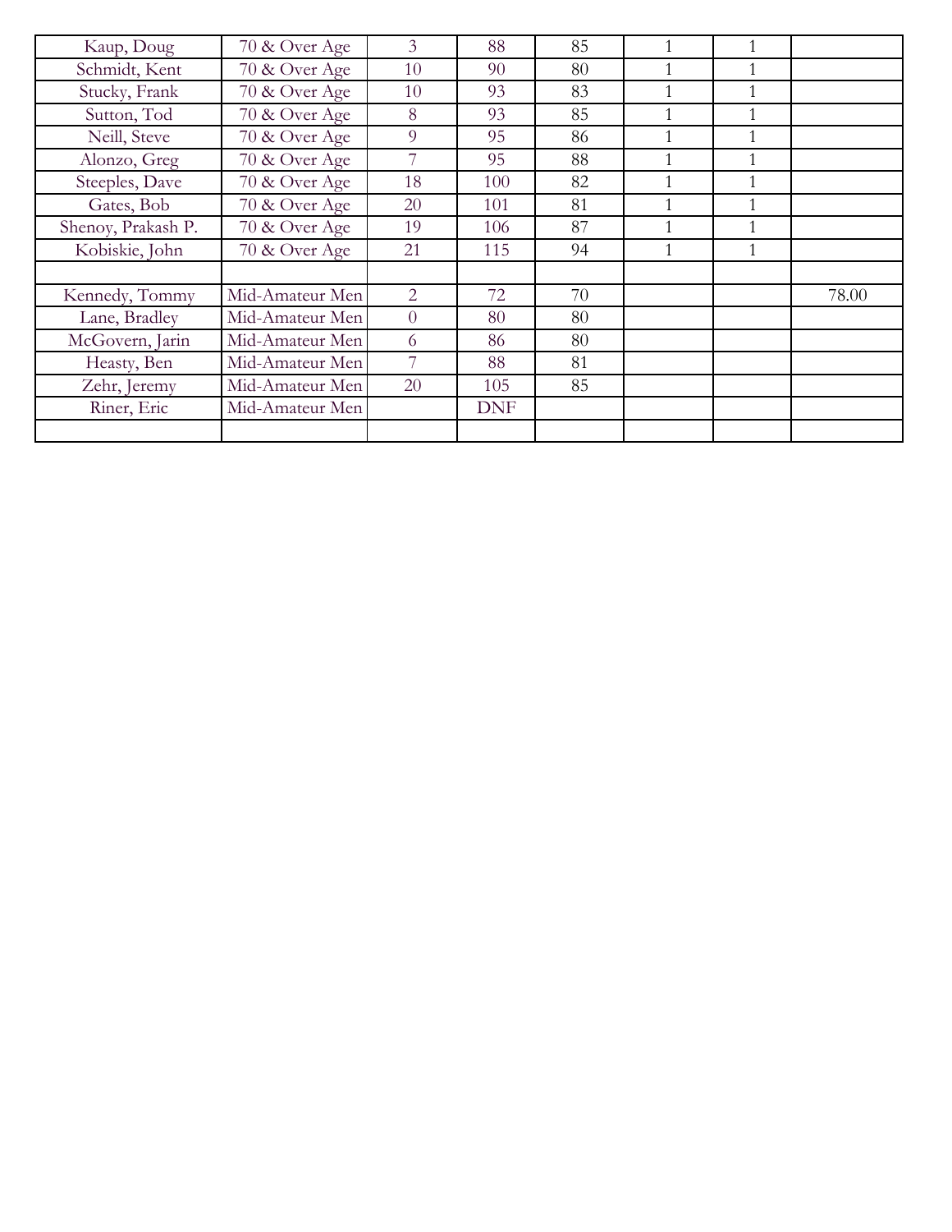| | | | | | | | |
|---|---|---|---|---|---|---|---|
| Kaup, Doug | 70 & Over Age | 3 | 88 | 85 | 1 | 1 | |
| Schmidt, Kent | 70 & Over Age | 10 | 90 | 80 | 1 | 1 | |
| Stucky, Frank | 70 & Over Age | 10 | 93 | 83 | 1 | 1 | |
| Sutton, Tod | 70 & Over Age | 8 | 93 | 85 | 1 | 1 | |
| Neill, Steve | 70 & Over Age | 9 | 95 | 86 | 1 | 1 | |
| Alonzo, Greg | 70 & Over Age | 7 | 95 | 88 | 1 | 1 | |
| Steeples, Dave | 70 & Over Age | 18 | 100 | 82 | 1 | 1 | |
| Gates, Bob | 70 & Over Age | 20 | 101 | 81 | 1 | 1 | |
| Shenoy, Prakash P. | 70 & Over Age | 19 | 106 | 87 | 1 | 1 | |
| Kobiskie, John | 70 & Over Age | 21 | 115 | 94 | 1 | 1 | |
| | | | | | | | |
| Kennedy, Tommy | Mid-Amateur Men | 2 | 72 | 70 | | | 78.00 |
| Lane, Bradley | Mid-Amateur Men | 0 | 80 | 80 | | | |
| McGovern, Jarin | Mid-Amateur Men | 6 | 86 | 80 | | | |
| Heasty, Ben | Mid-Amateur Men | 7 | 88 | 81 | | | |
| Zehr, Jeremy | Mid-Amateur Men | 20 | 105 | 85 | | | |
| Riner, Eric | Mid-Amateur Men | | DNF | | | | |
| | | | | | | | |